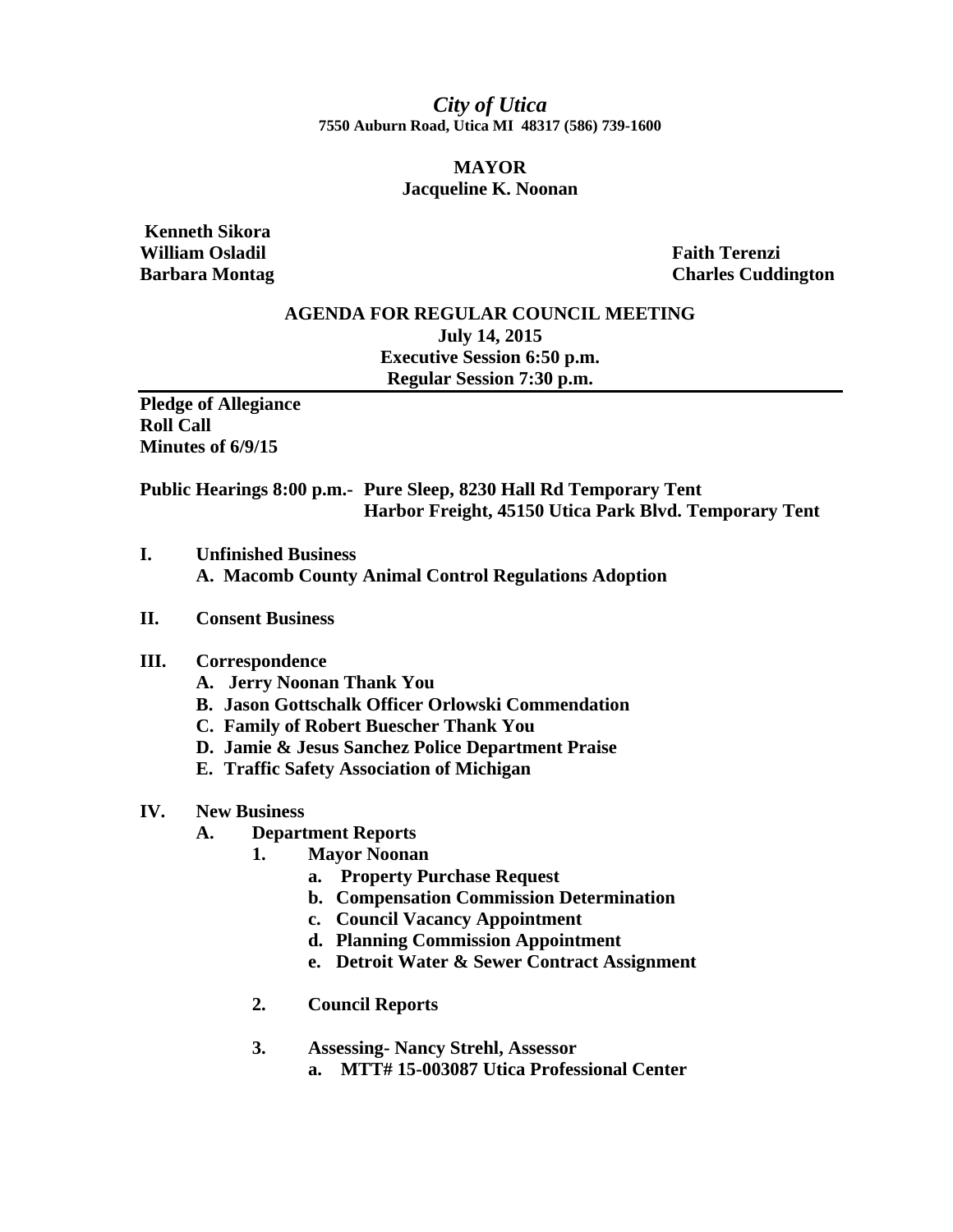*City of Utica*

**7550 Auburn Road, Utica MI 48317 (586) 739-1600**

**MAYOR**

**Jacqueline K. Noonan**

**Kenneth Sikora**
**William Osladil**
**Barbara Montag**
**Faith Terenzi**
**Charles Cuddington**

**AGENDA FOR REGULAR COUNCIL MEETING**

**July 14, 2015**

**Executive Session 6:50 p.m.**

**Regular Session 7:30 p.m.**

---

**Pledge of Allegiance**
**Roll Call**
**Minutes of 6/9/15**

**Public Hearings 8:00 p.m.- Pure Sleep, 8230 Hall Rd Temporary Tent**
**Harbor Freight, 45150 Utica Park Blvd. Temporary Tent**

**I. Unfinished Business**
- **A. Macomb County Animal Control Regulations Adoption**

**II. Consent Business**

**III. Correspondence**
- **A. Jerry Noonan Thank You**
- **B. Jason Gottschalk Officer Orlowski Commendation**
- **C. Family of Robert Buescher Thank You**
- **D. Jamie & Jesus Sanchez Police Department Praise**
- **E. Traffic Safety Association of Michigan**

**IV. New Business**
- **A. Department Reports**
  - **1. Mayor Noonan**
    - **a. Property Purchase Request**
    - **b. Compensation Commission Determination**
    - **c. Council Vacancy Appointment**
    - **d. Planning Commission Appointment**
    - **e. Detroit Water & Sewer Contract Assignment**
  - **2. Council Reports**
  - **3. Assessing- Nancy Strehl, Assessor**
    - **a. MTT# 15-003087 Utica Professional Center**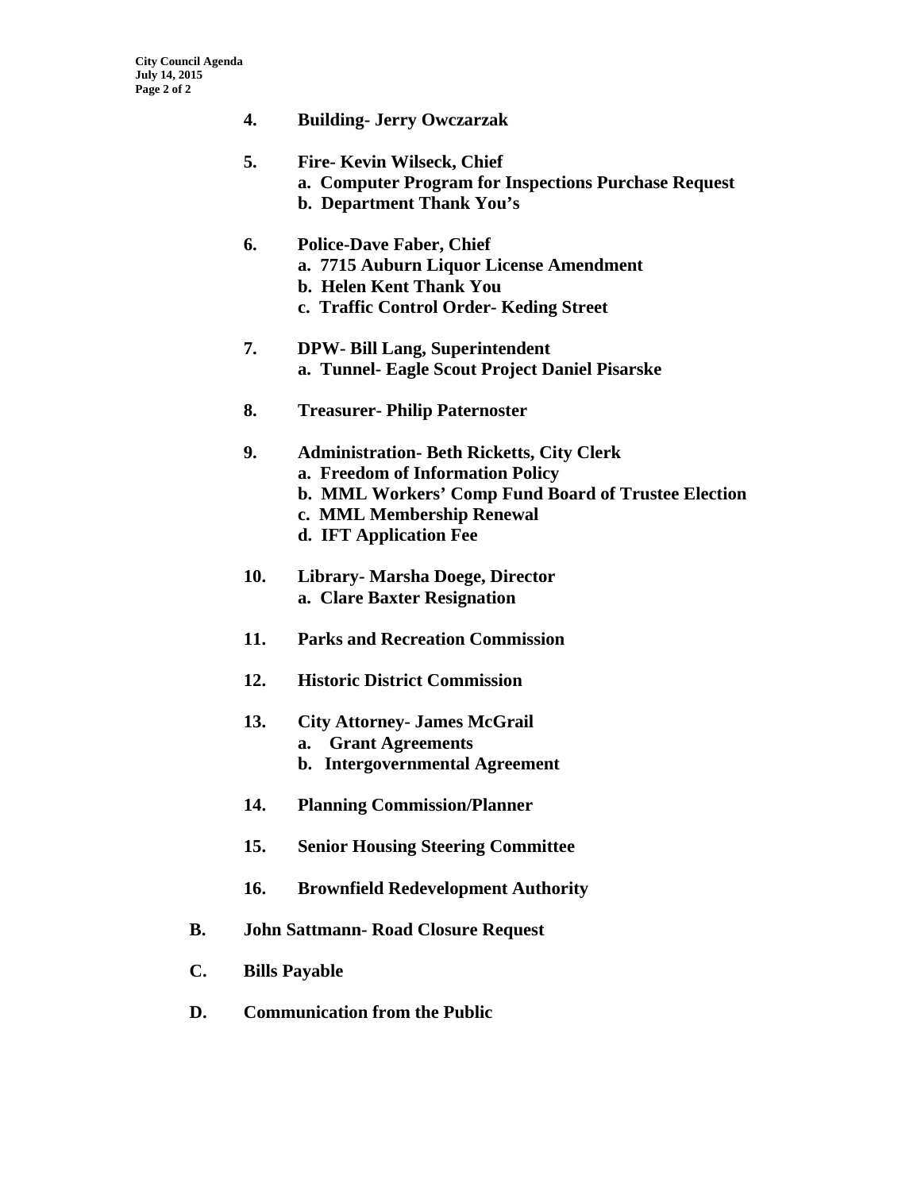4. **Building- Jerry Owczarzak**

5. **Fire- Kevin Wilseck, Chief**
   - **a. Computer Program for Inspections Purchase Request**
   - **b. Department Thank You's**

6. **Police-Dave Faber, Chief**
   - **a. 7715 Auburn Liquor License Amendment**
   - **b. Helen Kent Thank You**
   - **c. Traffic Control Order- Keding Street**

7. **DPW- Bill Lang, Superintendent**
   - **a. Tunnel- Eagle Scout Project Daniel Pisarske**

8. **Treasurer- Philip Paternoster**

9. **Administration- Beth Ricketts, City Clerk**
   - **a. Freedom of Information Policy**
   - **b. MML Workers' Comp Fund Board of Trustee Election**
   - **c. MML Membership Renewal**
   - **d. IFT Application Fee**

10. **Library- Marsha Doege, Director**
    - **a. Clare Baxter Resignation**

11. **Parks and Recreation Commission**

12. **Historic District Commission**

13. **City Attorney- James McGrail**
    - **a. Grant Agreements**
    - **b. Intergovernmental Agreement**

14. **Planning Commission/Planner**

15. **Senior Housing Steering Committee**

16. **Brownfield Redevelopment Authority**

**B. John Sattmann- Road Closure Request**

**C. Bills Payable**

**D. Communication from the Public**